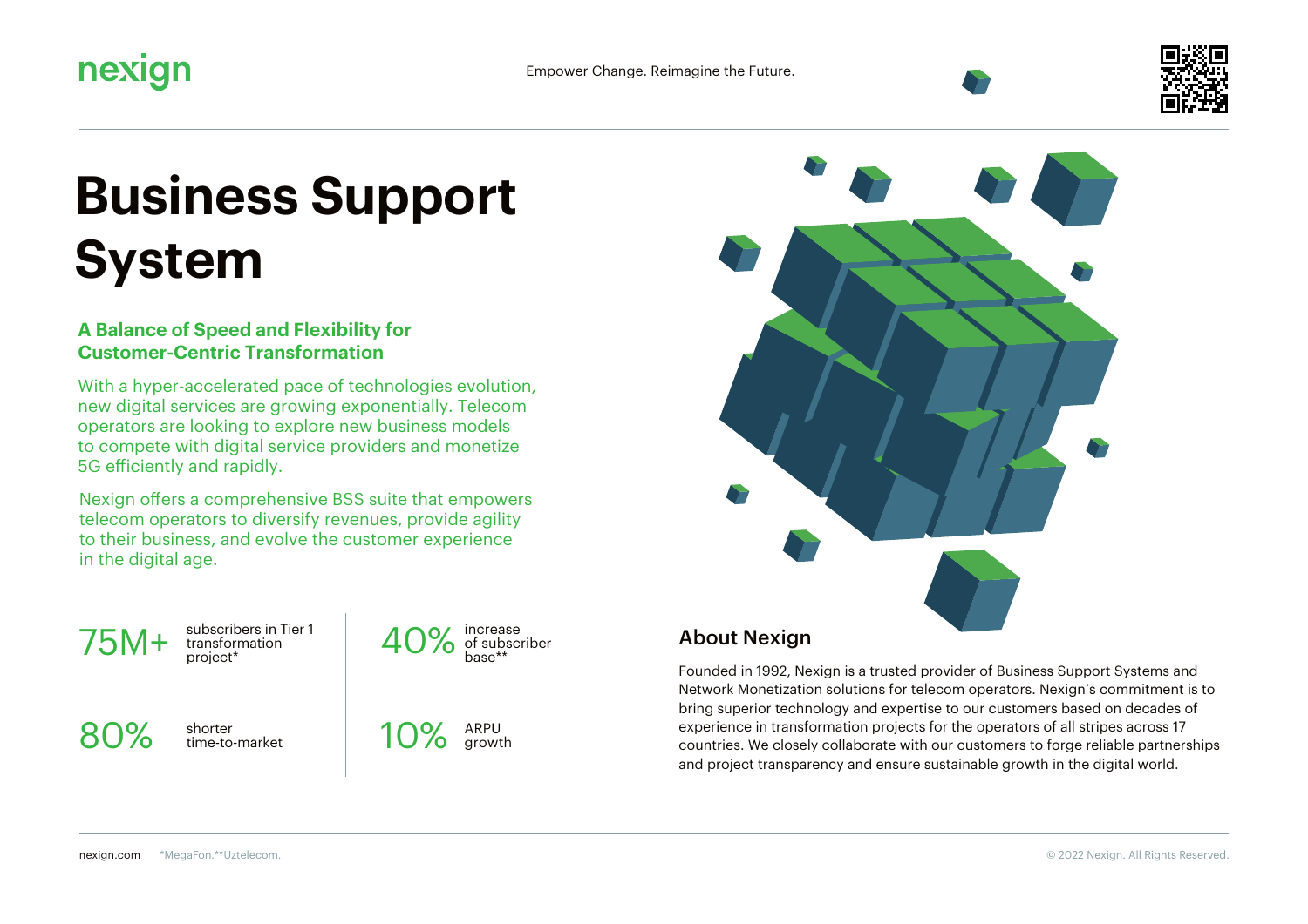# Business Support System

### A Balance of Speed and Flexibility for Customer-Centric Transformation

With a hyper-accelerated pace of technologies evolution, new digital services are growing exponentially. Telecom operators are looking to explore new business models to compete with digital service providers and monetize 5G efficiently and rapidly.

Nexign offers a comprehensive BSS suite that empowers telecom operators to diversify revenues, provide agility to their business, and evolve the customer experience in the digital age.

**75M+** subscribers in Tier 1 transformation project*

**40%** increase of subscriber base**

**80%** shorter time-to-market

**10%** ARPU growth

## About Nexign

Founded in 1992, Nexign is a trusted provider of Business Support Systems and Network Monetization solutions for telecom operators. Nexign's commitment is to bring superior technology and expertise to our customers based on decades of experience in transformation projects for the operators of all stripes across 17 countries. We closely collaborate with our customers to forge reliable partnerships and project transparency and ensure sustainable growth in the digital world.

*MegaFon.**Uztelecom.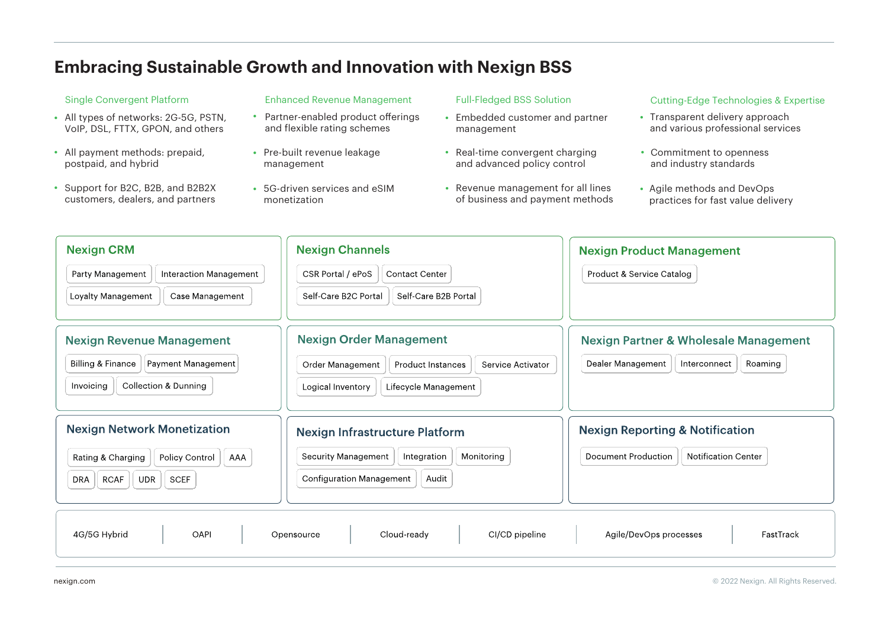# Embracing Sustainable Growth and Innovation with Nexign BSS

### Single Convergent Platform

- All types of networks: 2G-5G, PSTN, VoIP, DSL, FTTX, GPON, and others
- All payment methods: prepaid, postpaid, and hybrid
- Support for B2C, B2B, and B2B2X customers, dealers, and partners

### Enhanced Revenue Management

- Partner-enabled product offerings and flexible rating schemes
- Pre-built revenue leakage management
- 5G-driven services and eSIM monetization

### Full-Fledged BSS Solution

- Embedded customer and partner management
- Real-time convergent charging and advanced policy control
- Revenue management for all lines of business and payment methods

### Cutting-Edge Technologies & Expertise

- Transparent delivery approach and various professional services
- Commitment to openness and industry standards
- Agile methods and DevOps practices for fast value delivery

## Nexign CRM

Party Management | Interaction Management | Loyalty Management | Case Management

## Nexign Channels

CSR Portal / ePoS | Contact Center | Self-Care B2C Portal | Self-Care B2B Portal

## Nexign Product Management

Product & Service Catalog

## Nexign Revenue Management

Billing & Finance | Payment Management | Invoicing | Collection & Dunning

## Nexign Order Management

Order Management | Product Instances | Service Activator | Logical Inventory | Lifecycle Management

## Nexign Partner & Wholesale Management

Dealer Management | Interconnect | Roaming

## Nexign Network Monetization

Rating & Charging | Policy Control | AAA | DRA | RCAF | UDR | SCEF

## Nexign Infrastructure Platform

Security Management | Integration | Monitoring | Configuration Management | Audit

## Nexign Reporting & Notification

Document Production | Notification Center

4G/5G Hybrid | OAPI | Opensource | Cloud-ready | CI/CD pipeline | Agile/DevOps processes | FastTrack

nexign.com

© 2022 Nexign. All Rights Reserved.